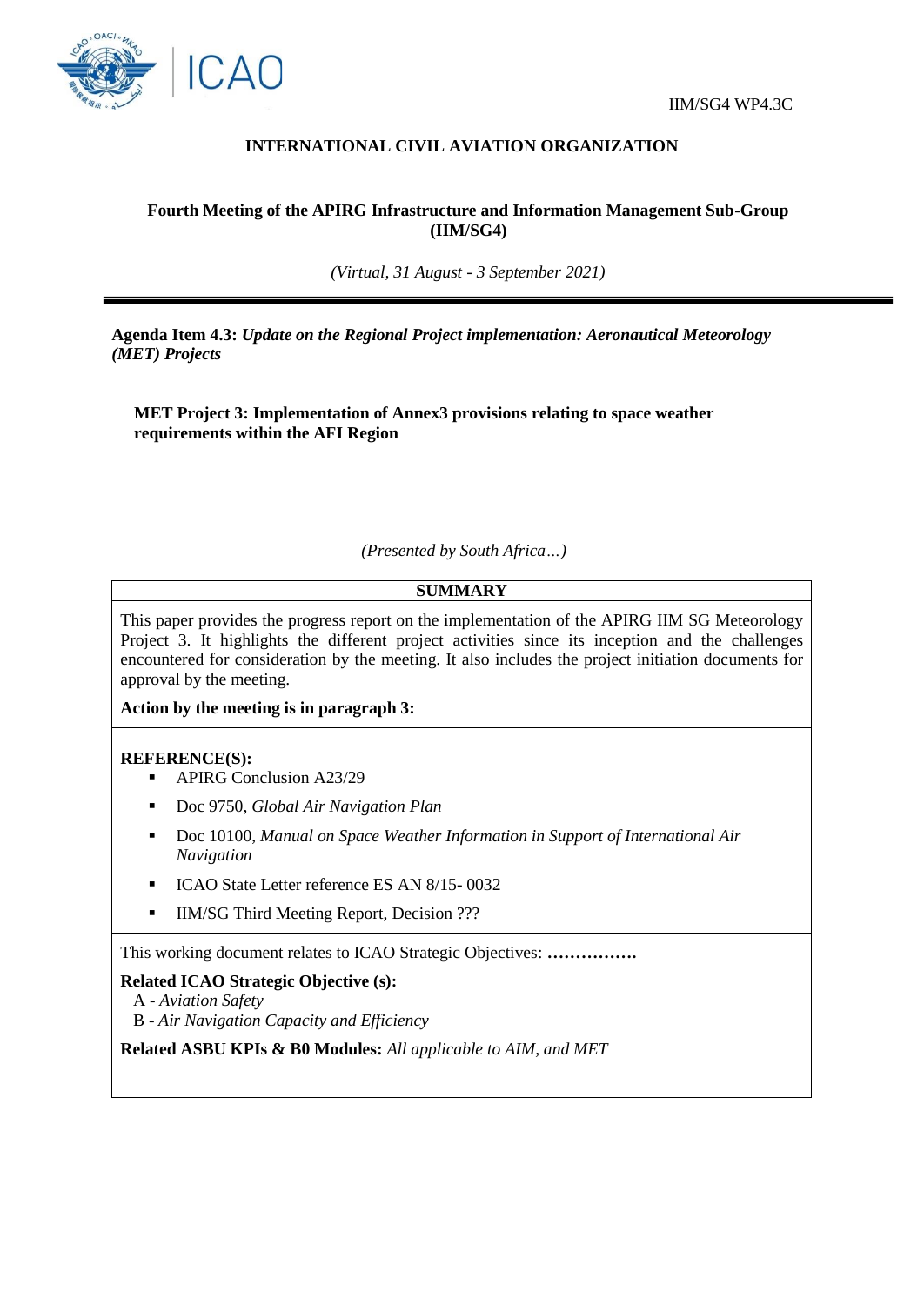IIM/SG4 WP4.3C

**INTERNATIONAL CIVIL AVIATION ORGANIZATION**

**Fourth Meeting of the APIRG Infrastructure and Information Management Sub-Group (IIM/SG4)**

*(Virtual, 31 August - 3 September 2021)*

---

**Agenda Item 4.3:** ***Update on the Regional Project implementation: Aeronautical Meteorology (MET) Projects***

**MET Project 3: Implementation of Annex3 provisions relating to space weather requirements within the AFI Region**

*(Presented by South Africa…)*

| **SUMMARY** |
|---|
| This paper provides the progress report on the implementation of the APIRG IIM SG Meteorology Project 3. It highlights the different project activities since its inception and the challenges encountered for consideration by the meeting. It also includes the project initiation documents for approval by the meeting.<br><br>**Action by the meeting is in paragraph 3:** |
| **REFERENCE(S):**<br>▪ APIRG Conclusion A23/29<br>▪ Doc 9750, *Global Air Navigation Plan*<br>▪ Doc 10100, *Manual on Space Weather Information in Support of International Air Navigation*<br>▪ ICAO State Letter reference ES AN 8/15- 0032<br>▪ IIM/SG Third Meeting Report, Decision ??? |
| This working document relates to ICAO Strategic Objectives: **…………….**<br><br>**Related ICAO Strategic Objective (s):**<br>A - *Aviation Safety*<br>B - *Air Navigation Capacity and Efficiency*<br><br>**Related ASBU KPIs & B0 Modules:** *All applicable to AIM, and MET* |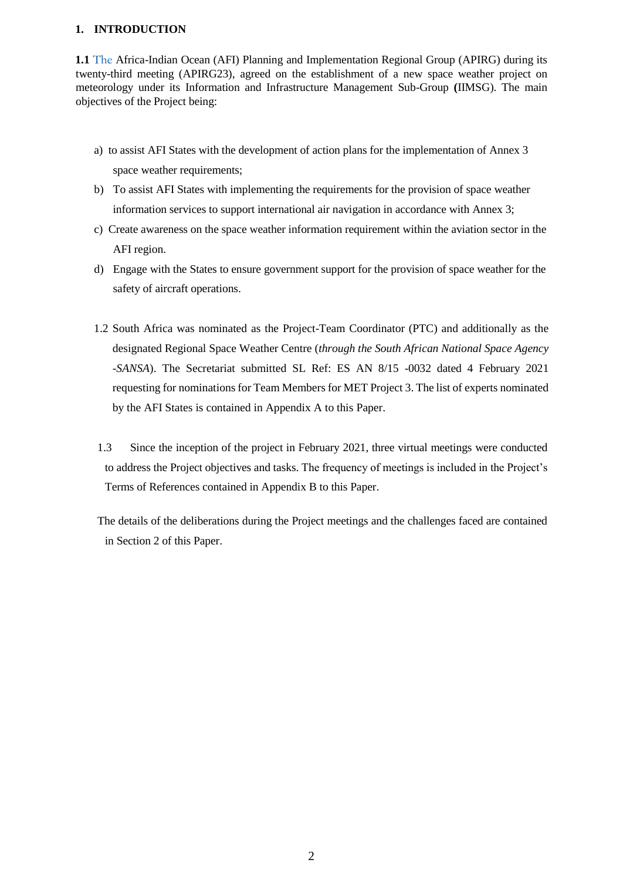## 1. INTRODUCTION

**1.1** The Africa-Indian Ocean (AFI) Planning and Implementation Regional Group (APIRG) during its twenty-third meeting (APIRG23), agreed on the establishment of a new space weather project on meteorology under its Information and Infrastructure Management Sub-Group **(**IIMSG). The main objectives of the Project being:

a) to assist AFI States with the development of action plans for the implementation of Annex 3 space weather requirements;

b) To assist AFI States with implementing the requirements for the provision of space weather information services to support international air navigation in accordance with Annex 3;

c) Create awareness on the space weather information requirement within the aviation sector in the AFI region.

d) Engage with the States to ensure government support for the provision of space weather for the safety of aircraft operations.

1.2 South Africa was nominated as the Project-Team Coordinator (PTC) and additionally as the designated Regional Space Weather Centre (*through the South African National Space Agency -SANSA*). The Secretariat submitted SL Ref: ES AN 8/15 -0032 dated 4 February 2021 requesting for nominations for Team Members for MET Project 3. The list of experts nominated by the AFI States is contained in Appendix A to this Paper.

1.3 Since the inception of the project in February 2021, three virtual meetings were conducted to address the Project objectives and tasks. The frequency of meetings is included in the Project's Terms of References contained in Appendix B to this Paper.

The details of the deliberations during the Project meetings and the challenges faced are contained in Section 2 of this Paper.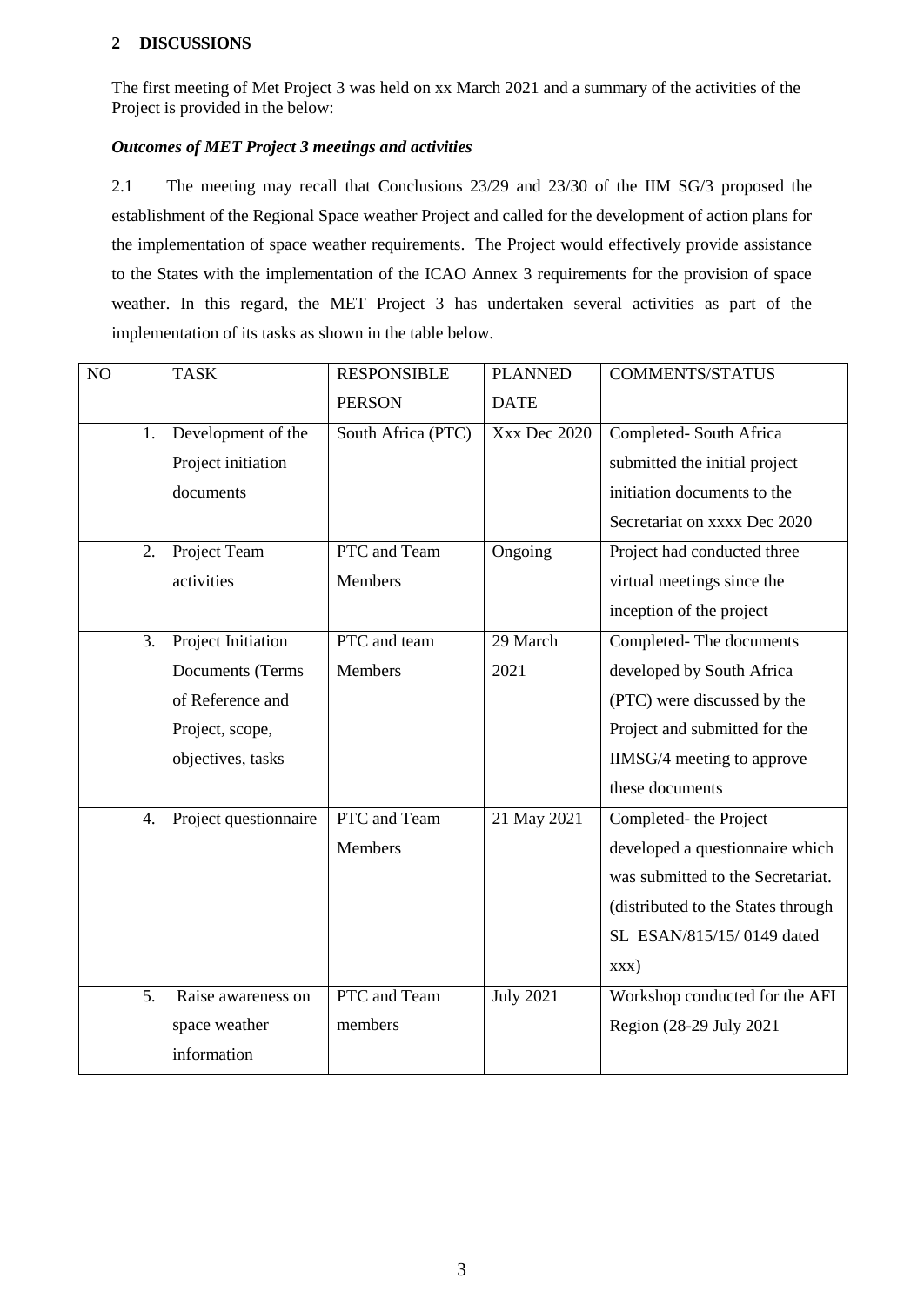## 2 DISCUSSIONS

The first meeting of Met Project 3 was held on xx March 2021 and a summary of the activities of the Project is provided in the below:

***Outcomes of MET Project 3 meetings and activities***

2.1 The meeting may recall that Conclusions 23/29 and 23/30 of the IIM SG/3 proposed the establishment of the Regional Space weather Project and called for the development of action plans for the implementation of space weather requirements. The Project would effectively provide assistance to the States with the implementation of the ICAO Annex 3 requirements for the provision of space weather. In this regard, the MET Project 3 has undertaken several activities as part of the implementation of its tasks as shown in the table below.

| NO | TASK | RESPONSIBLE PERSON | PLANNED DATE | COMMENTS/STATUS |
|---|---|---|---|---|
| 1. | Development of the Project initiation documents | South Africa (PTC) | Xxx Dec 2020 | Completed- South Africa submitted the initial project initiation documents to the Secretariat on xxxx Dec 2020 |
| 2. | Project Team activities | PTC and Team Members | Ongoing | Project had conducted three virtual meetings since the inception of the project |
| 3. | Project Initiation Documents (Terms of Reference and Project, scope, objectives, tasks | PTC and team Members | 29 March 2021 | Completed- The documents developed by South Africa (PTC) were discussed by the Project and submitted for the IIMSG/4 meeting to approve these documents |
| 4. | Project questionnaire | PTC and Team Members | 21 May 2021 | Completed- the Project developed a questionnaire which was submitted to the Secretariat. (distributed to the States through SL ESAN/815/15/ 0149 dated xxx) |
| 5. | Raise awareness on space weather information | PTC and Team members | July 2021 | Workshop conducted for the AFI Region (28-29 July 2021 |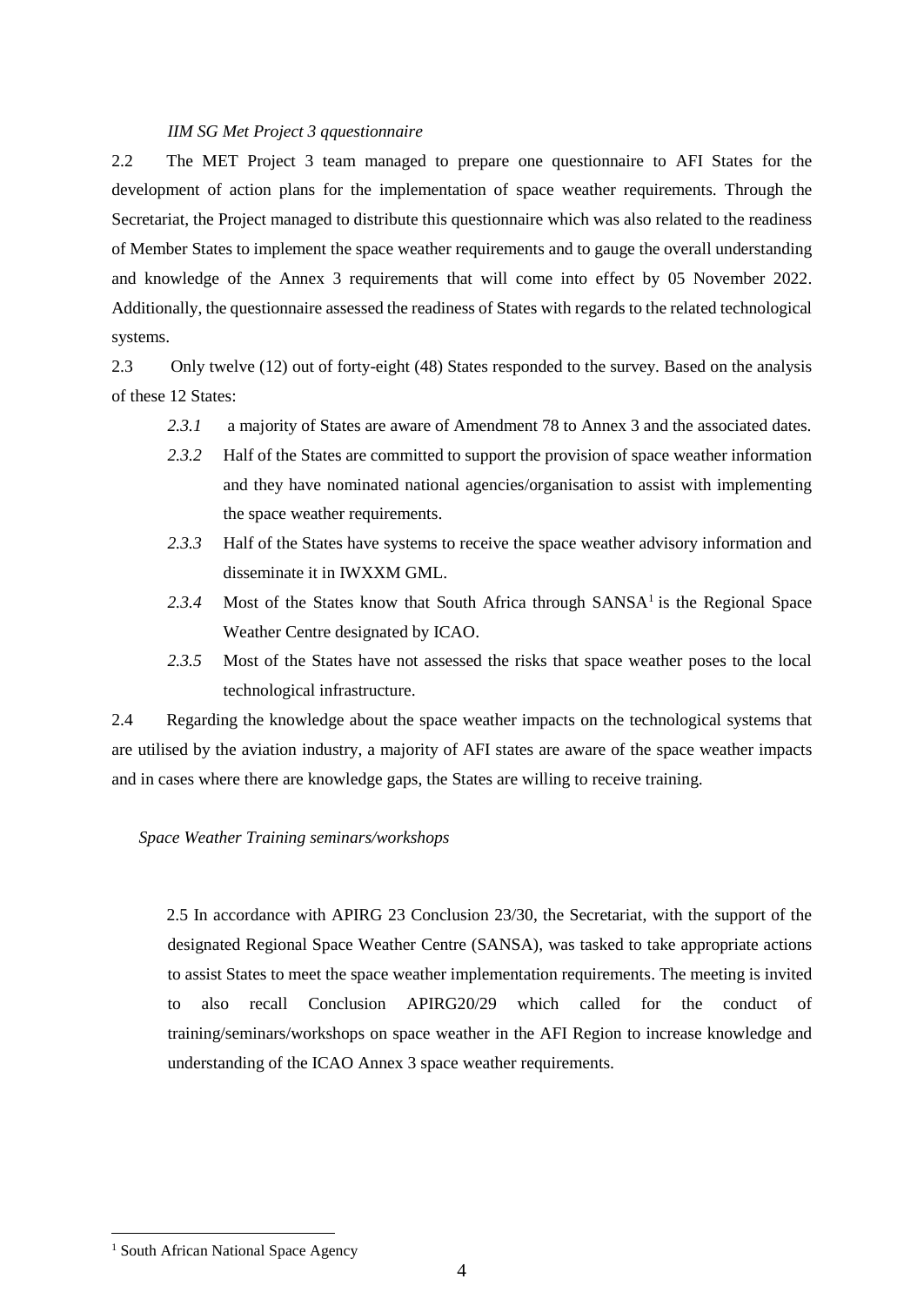*IIM SG Met Project 3 qquestionnaire*

2.2 The MET Project 3 team managed to prepare one questionnaire to AFI States for the development of action plans for the implementation of space weather requirements. Through the Secretariat, the Project managed to distribute this questionnaire which was also related to the readiness of Member States to implement the space weather requirements and to gauge the overall understanding and knowledge of the Annex 3 requirements that will come into effect by 05 November 2022. Additionally, the questionnaire assessed the readiness of States with regards to the related technological systems.

2.3 Only twelve (12) out of forty-eight (48) States responded to the survey. Based on the analysis of these 12 States:

- *2.3.1* a majority of States are aware of Amendment 78 to Annex 3 and the associated dates.
- *2.3.2* Half of the States are committed to support the provision of space weather information and they have nominated national agencies/organisation to assist with implementing the space weather requirements.
- *2.3.3* Half of the States have systems to receive the space weather advisory information and disseminate it in IWXXM GML.
- *2.3.4* Most of the States know that South Africa through SANSA[1] is the Regional Space Weather Centre designated by ICAO.
- *2.3.5* Most of the States have not assessed the risks that space weather poses to the local technological infrastructure.

2.4 Regarding the knowledge about the space weather impacts on the technological systems that are utilised by the aviation industry, a majority of AFI states are aware of the space weather impacts and in cases where there are knowledge gaps, the States are willing to receive training.

*Space Weather Training seminars/workshops*

2.5 In accordance with APIRG 23 Conclusion 23/30, the Secretariat, with the support of the designated Regional Space Weather Centre (SANSA), was tasked to take appropriate actions to assist States to meet the space weather implementation requirements. The meeting is invited to also recall Conclusion APIRG20/29 which called for the conduct of training/seminars/workshops on space weather in the AFI Region to increase knowledge and understanding of the ICAO Annex 3 space weather requirements.

[1] South African National Space Agency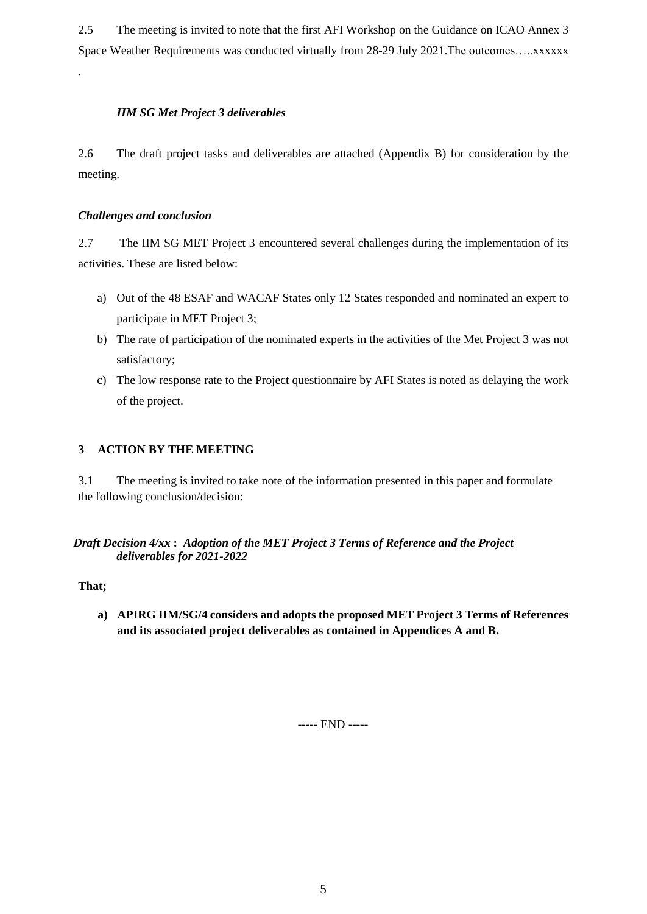2.5 The meeting is invited to note that the first AFI Workshop on the Guidance on ICAO Annex 3 Space Weather Requirements was conducted virtually from 28-29 July 2021.The outcomes…..xxxxxx

.

*IIM SG Met Project 3 deliverables*

2.6 The draft project tasks and deliverables are attached (Appendix B) for consideration by the meeting.

***Challenges and conclusion***

2.7 The IIM SG MET Project 3 encountered several challenges during the implementation of its activities. These are listed below:

a) Out of the 48 ESAF and WACAF States only 12 States responded and nominated an expert to participate in MET Project 3;
b) The rate of participation of the nominated experts in the activities of the Met Project 3 was not satisfactory;
c) The low response rate to the Project questionnaire by AFI States is noted as delaying the work of the project.

## 3 ACTION BY THE MEETING

3.1 The meeting is invited to take note of the information presented in this paper and formulate the following conclusion/decision:

***Draft Decision 4/xx : Adoption of the MET Project 3 Terms of Reference and the Project deliverables for 2021-2022***

**That;**

**a) APIRG IIM/SG/4 considers and adopts the proposed MET Project 3 Terms of References and its associated project deliverables as contained in Appendices A and B.**

----- END -----